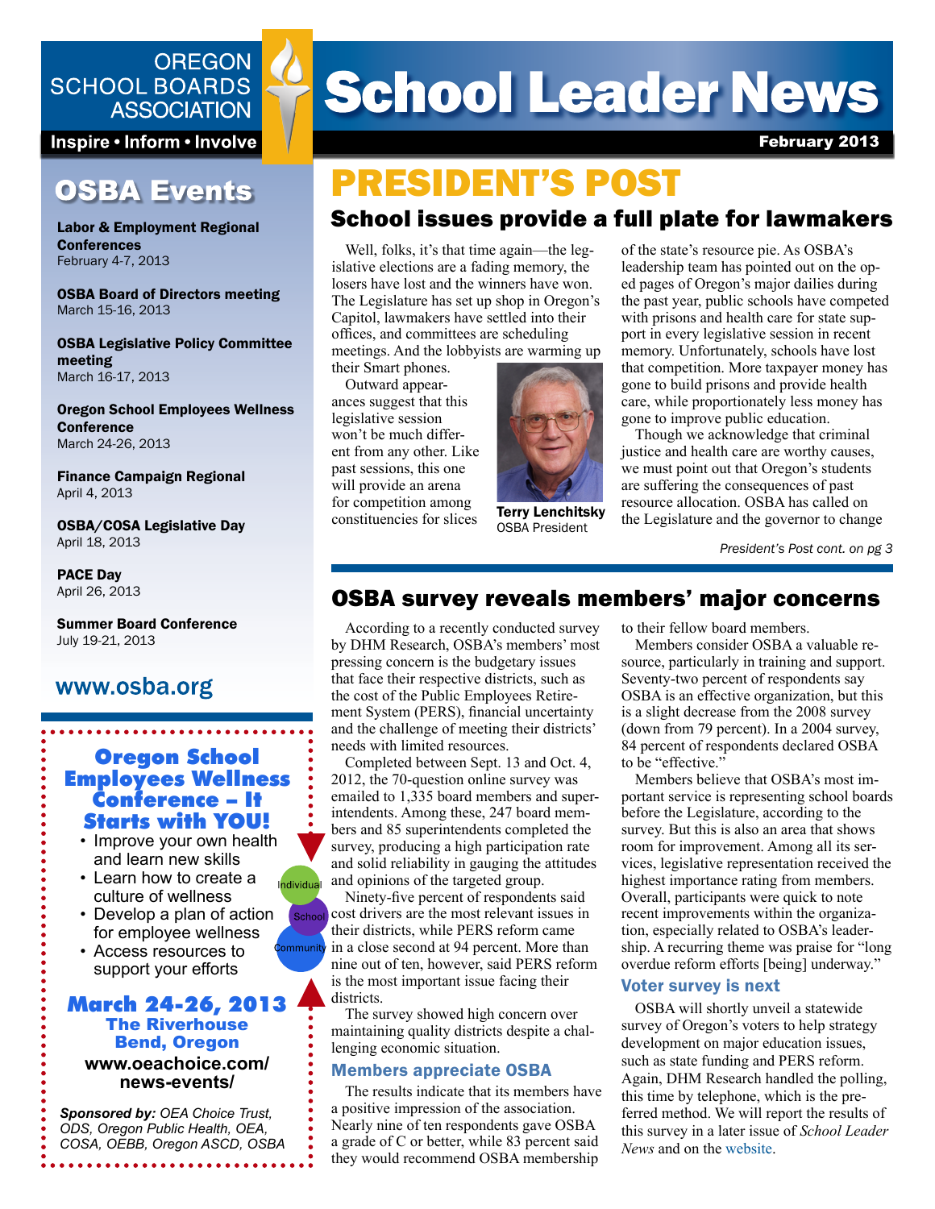# School Leader News

OREGON SCHOOL BOARDS ASSOCIATION

Inspire • Inform • Involve

February 2013

## OSBA Events

**Labor & Employment Regional Conferences**
February 4-7, 2013

**OSBA Board of Directors meeting**
March 15-16, 2013

**OSBA Legislative Policy Committee meeting**
March 16-17, 2013

**Oregon School Employees Wellness Conference**
March 24-26, 2013

**Finance Campaign Regional**
April 4, 2013

**OSBA/COSA Legislative Day**
April 18, 2013

**PACE Day**
April 26, 2013

**Summer Board Conference**
July 19-21, 2013

www.osba.org

### Oregon School Employees Wellness Conference – It Starts with YOU!

- Improve your own health and learn new skills
- Learn how to create a culture of wellness
- Develop a plan of action for employee wellness
- Access resources to support your efforts

Individual · School · Community

**March 24-26, 2013**
**The Riverhouse**
**Bend, Oregon**
**www.oeachoice.com/news-events/**

***Sponsored by:*** *OEA Choice Trust, ODS, Oregon Public Health, OEA, COSA, OEBB, Oregon ASCD, OSBA*

# PRESIDENT'S POST

## School issues provide a full plate for lawmakers

Well, folks, it's that time again—the legislative elections are a fading memory, the losers have lost and the winners have won. The Legislature has set up shop in Oregon's Capitol, lawmakers have settled into their offices, and committees are scheduling meetings. And the lobbyists are warming up their Smart phones.

Outward appearances suggest that this legislative session won't be much different from any other. Like past sessions, this one will provide an arena for competition among constituencies for slices of the state's resource pie. As OSBA's leadership team has pointed out on the oped pages of Oregon's major dailies during the past year, public schools have competed with prisons and health care for state support in every legislative session in recent memory. Unfortunately, schools have lost that competition. More taxpayer money has gone to build prisons and provide health care, while proportionately less money has gone to improve public education.

**Terry Lenchitsky**
OSBA President

Though we acknowledge that criminal justice and health care are worthy causes, we must point out that Oregon's students are suffering the consequences of past resource allocation. OSBA has called on the Legislature and the governor to change

*President's Post cont. on pg 3*

## OSBA survey reveals members' major concerns

According to a recently conducted survey by DHM Research, OSBA's members' most pressing concern is the budgetary issues that face their respective districts, such as the cost of the Public Employees Retirement System (PERS), financial uncertainty and the challenge of meeting their districts' needs with limited resources.

Completed between Sept. 13 and Oct. 4, 2012, the 70-question online survey was emailed to 1,335 board members and superintendents. Among these, 247 board members and 85 superintendents completed the survey, producing a high participation rate and solid reliability in gauging the attitudes and opinions of the targeted group.

Ninety-five percent of respondents said cost drivers are the most relevant issues in their districts, while PERS reform came in a close second at 94 percent. More than nine out of ten, however, said PERS reform is the most important issue facing their districts.

The survey showed high concern over maintaining quality districts despite a challenging economic situation.

### Members appreciate OSBA

The results indicate that its members have a positive impression of the association. Nearly nine of ten respondents gave OSBA a grade of C or better, while 83 percent said they would recommend OSBA membership to their fellow board members.

Members consider OSBA a valuable resource, particularly in training and support. Seventy-two percent of respondents say OSBA is an effective organization, but this is a slight decrease from the 2008 survey (down from 79 percent). In a 2004 survey, 84 percent of respondents declared OSBA to be "effective."

Members believe that OSBA's most important service is representing school boards before the Legislature, according to the survey. But this is also an area that shows room for improvement. Among all its services, legislative representation received the highest importance rating from members. Overall, participants were quick to note recent improvements within the organization, especially related to OSBA's leadership. A recurring theme was praise for "long overdue reform efforts [being] underway."

### Voter survey is next

OSBA will shortly unveil a statewide survey of Oregon's voters to help strategy development on major education issues, such as state funding and PERS reform. Again, DHM Research handled the polling, this time by telephone, which is the preferred method. We will report the results of this survey in a later issue of *School Leader News* and on the website.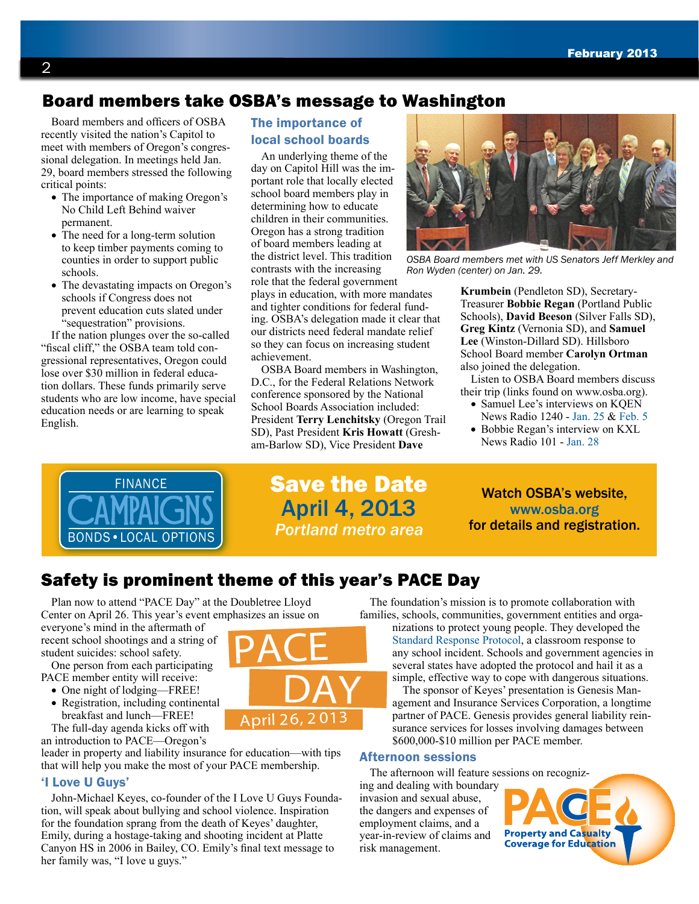## Board members take OSBA's message to Washington

Board members and officers of OSBA recently visited the nation's Capitol to meet with members of Oregon's congressional delegation. In meetings held Jan. 29, board members stressed the following critical points:

- The importance of making Oregon's No Child Left Behind waiver permanent.
- The need for a long-term solution to keep timber payments coming to counties in order to support public schools.
- The devastating impacts on Oregon's schools if Congress does not prevent education cuts slated under "sequestration" provisions.

If the nation plunges over the so-called "fiscal cliff," the OSBA team told congressional representatives, Oregon could lose over $30 million in federal education dollars. These funds primarily serve students who are low income, have special education needs or are learning to speak English.

### The importance of local school boards

An underlying theme of the day on Capitol Hill was the important role that locally elected school board members play in determining how to educate children in their communities. Oregon has a strong tradition of board members leading at the district level. This tradition contrasts with the increasing role that the federal government plays in education, with more mandates and tighter conditions for federal funding. OSBA's delegation made it clear that our districts need federal mandate relief so they can focus on increasing student achievement.

OSBA Board members in Washington, D.C., for the Federal Relations Network conference sponsored by the National School Boards Association included: President **Terry Lenchitsky** (Oregon Trail SD), Past President **Kris Howatt** (Gresham-Barlow SD), Vice President **Dave Krumbein** (Pendleton SD), Secretary-Treasurer **Bobbie Regan** (Portland Public Schools), **David Beeson** (Silver Falls SD), **Greg Kintz** (Vernonia SD), and **Samuel Lee** (Winston-Dillard SD). Hillsboro School Board member **Carolyn Ortman** also joined the delegation.

*OSBA Board members met with US Senators Jeff Merkley and Ron Wyden (center) on Jan. 29.*

Listen to OSBA Board members discuss their trip (links found on www.osba.org).

- Samuel Lee's interviews on KQEN News Radio 1240 - Jan. 25 & Feb. 5
- Bobbie Regan's interview on KXL News Radio 101 - Jan. 28

FINANCE CAMPAIGNS BONDS • LOCAL OPTIONS

**Save the Date**
**April 4, 2013**
*Portland metro area*

Watch OSBA's website, www.osba.org for details and registration.

## Safety is prominent theme of this year's PACE Day

PACE DAY April 26, 2013

Plan now to attend "PACE Day" at the Doubletree Lloyd Center on April 26. This year's event emphasizes an issue on everyone's mind in the aftermath of recent school shootings and a string of student suicides: school safety.

One person from each participating PACE member entity will receive:

- One night of lodging—FREE!
- Registration, including continental breakfast and lunch—FREE!

The full-day agenda kicks off with an introduction to PACE—Oregon's leader in property and liability insurance for education—with tips that will help you make the most of your PACE membership.

### 'I Love U Guys'

John-Michael Keyes, co-founder of the I Love U Guys Foundation, will speak about bullying and school violence. Inspiration for the foundation sprang from the death of Keyes' daughter, Emily, during a hostage-taking and shooting incident at Platte Canyon HS in 2006 in Bailey, CO. Emily's final text message to her family was, "I love u guys."

The foundation's mission is to promote collaboration with families, schools, communities, government entities and organizations to protect young people. They developed the Standard Response Protocol, a classroom response to any school incident. Schools and government agencies in several states have adopted the protocol and hail it as a simple, effective way to cope with dangerous situations.

The sponsor of Keyes' presentation is Genesis Management and Insurance Services Corporation, a longtime partner of PACE. Genesis provides general liability reinsurance services for losses involving damages between $600,000-$10 million per PACE member.

### Afternoon sessions

The afternoon will feature sessions on recognizing and dealing with boundary invasion and sexual abuse, the dangers and expenses of employment claims, and a year-in-review of claims and risk management.

PACE Property and Casualty Coverage for Education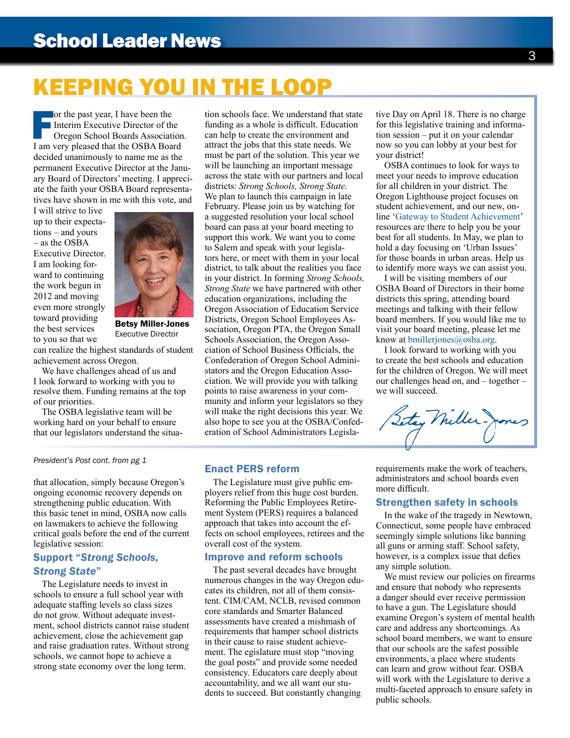# KEEPING YOU IN THE LOOP

For the past year, I have been the Interim Executive Director of the Oregon School Boards Association. I am very pleased that the OSBA Board decided unanimously to name me as the permanent Executive Director at the January Board of Directors' meeting. I appreciate the faith your OSBA Board representatives have shown in me with this vote, and I will strive to live up to their expectations – and yours – as the OSBA Executive Director. I am looking forward to continuing the work begun in 2012 and moving even more strongly toward providing the best services to you so that we can realize the highest standards of student achievement across Oregon.

**Betsy Miller-Jones**
Executive Director

We have challenges ahead of us and I look forward to working with you to resolve them. Funding remains at the top of our priorities.

The OSBA legislative team will be working hard on your behalf to ensure that our legislators understand the situation schools face. We understand that state funding as a whole is difficult. Education can help to create the environment and attract the jobs that this state needs. We must be part of the solution. This year we will be launching an important message across the state with our partners and local districts: *Strong Schools, Strong State*. We plan to launch this campaign in late February. Please join us by watching for a suggested resolution your local school board can pass at your board meeting to support this work. We want you to come to Salem and speak with your legislators here, or meet with them in your local district, to talk about the realities you face in your district. In forming *Strong Schools, Strong State* we have partnered with other education organizations, including the Oregon Association of Education Service Districts, Oregon School Employees Association, Oregon PTA, the Oregon Small Schools Association, the Oregon Association of School Business Officials, the Confederation of Oregon School Administrators and the Oregon Education Association. We will provide you with talking points to raise awareness in your community and inform your legislators so they will make the right decisions this year. We also hope to see you at the OSBA/Confederation of School Administrators Legislative Day on April 18. There is no charge for this legislative training and information session – put it on your calendar now so you can lobby at your best for your district!

OSBA continues to look for ways to meet your needs to improve education for all children in your district. The Oregon Lighthouse project focuses on student achievement, and our new, online 'Gateway to Student Achievement' resources are there to help you be your best for all students. In May, we plan to hold a day focusing on 'Urban Issues' for those boards in urban areas. Help us to identify more ways we can assist you.

I will be visiting members of our OSBA Board of Directors in their home districts this spring, attending board meetings and talking with their fellow board members. If you would like me to visit your board meeting, please let me know at bmillerjones@osba.org.

I look forward to working with you to create the best schools and education for the children of Oregon. We will meet our challenges head on, and – together – we will succeed.

Betsy Miller-Jones

---

*President's Post cont. from pg 1*

that allocation, simply because Oregon's ongoing economic recovery depends on strengthening public education. With this basic tenet in mind, OSBA now calls on lawmakers to achieve the following critical goals before the end of the current legislative session:

### Support "*Strong Schools, Strong State*"

The Legislature needs to invest in schools to ensure a full school year with adequate staffing levels so class sizes do not grow. Without adequate investment, school districts cannot raise student achievement, close the achievement gap and raise graduation rates. Without strong schools, we cannot hope to achieve a strong state economy over the long term.

### Enact PERS reform

The Legislature must give public employers relief from this huge cost burden. Reforming the Public Employees Retirement System (PERS) requires a balanced approach that takes into account the effects on school employees, retirees and the overall cost of the system.

### Improve and reform schools

The past several decades have brought numerous changes in the way Oregon educates its children, not all of them consistent. CIM/CAM, NCLB, revised common core standards and Smarter Balanced assessments have created a mishmash of requirements that hamper school districts in their cause to raise student achievement. The egislature must stop "moving the goal posts" and provide some needed consistency. Educators care deeply about accountability, and we all want our students to succeed. But constantly changing requirements make the work of teachers, administrators and school boards even more difficult.

### Strengthen safety in schools

In the wake of the tragedy in Newtown, Connecticut, some people have embraced seemingly simple solutions like banning all guns or arming staff. School safety, however, is a complex issue that defies any simple solution.

We must review our policies on firearms and ensure that nobody who represents a danger should ever receive permission to have a gun. The Legislature should examine Oregon's system of mental health care and address any shortcomings. As school board members, we want to ensure that our schools are the safest possible environments, a place where students can learn and grow without fear. OSBA will work with the Legislature to derive a multi-faceted approach to ensure safety in public schools.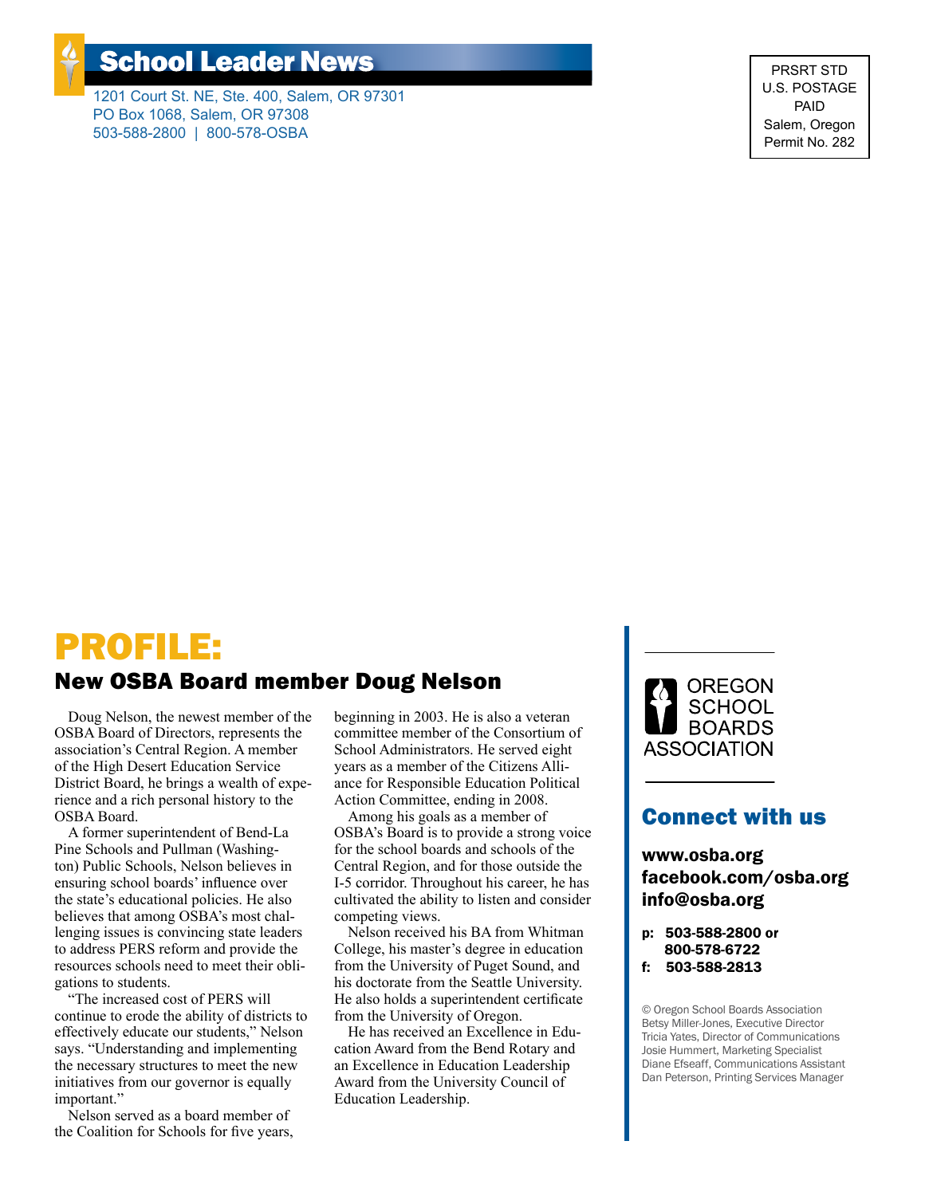# School Leader News

1201 Court St. NE, Ste. 400, Salem, OR 97301
PO Box 1068, Salem, OR 97308
503-588-2800 | 800-578-OSBA

PRSRT STD
U.S. POSTAGE
PAID
Salem, Oregon
Permit No. 282

## PROFILE:

### New OSBA Board member Doug Nelson

Doug Nelson, the newest member of the OSBA Board of Directors, represents the association's Central Region. A member of the High Desert Education Service District Board, he brings a wealth of experience and a rich personal history to the OSBA Board.

A former superintendent of Bend-La Pine Schools and Pullman (Washington) Public Schools, Nelson believes in ensuring school boards' influence over the state's educational policies. He also believes that among OSBA's most challenging issues is convincing state leaders to address PERS reform and provide the resources schools need to meet their obligations to students.

"The increased cost of PERS will continue to erode the ability of districts to effectively educate our students," Nelson says. "Understanding and implementing the necessary structures to meet the new initiatives from our governor is equally important."

Nelson served as a board member of the Coalition for Schools for five years, beginning in 2003. He is also a veteran committee member of the Consortium of School Administrators. He served eight years as a member of the Citizens Alliance for Responsible Education Political Action Committee, ending in 2008.

Among his goals as a member of OSBA's Board is to provide a strong voice for the school boards and schools of the Central Region, and for those outside the I-5 corridor. Throughout his career, he has cultivated the ability to listen and consider competing views.

Nelson received his BA from Whitman College, his master's degree in education from the University of Puget Sound, and his doctorate from the Seattle University. He also holds a superintendent certificate from the University of Oregon.

He has received an Excellence in Education Award from the Bend Rotary and an Excellence in Education Leadership Award from the University Council of Education Leadership.

OREGON SCHOOL BOARDS ASSOCIATION

## Connect with us

**www.osba.org**
**facebook.com/osba.org**
**info@osba.org**

**p: 503-588-2800 or 800-578-6722**
**f: 503-588-2813**

© Oregon School Boards Association
Betsy Miller-Jones, Executive Director
Tricia Yates, Director of Communications
Josie Hummert, Marketing Specialist
Diane Efseaff, Communications Assistant
Dan Peterson, Printing Services Manager